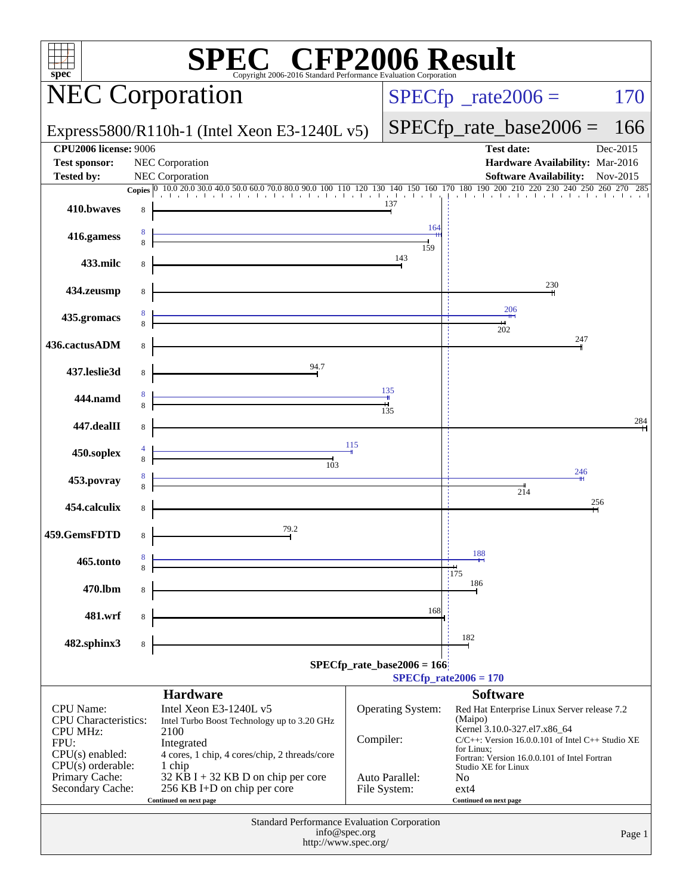# SPEC CFP2006 Result

Copyright 2006-2016 Standard Performance Evaluation Corporation

## NEC Corporation

Express5800/R110h-1 (Intel Xeon E3-1240L v5)

SPECfp_rate2006 = 170

SPECfp_rate_base2006 = 166

**CPU2006 license:** 9006
**Test sponsor:** NEC Corporation
**Tested by:** NEC Corporation

**Test date:** Dec-2015
**Hardware Availability:** Mar-2016
**Software Availability:** Nov-2015

Copies 0 10.0 20.0 30.0 40.0 50.0 60.0 70.0 80.0 90.0 100 110 120 130 140 150 160 170 180 190 200 210 220 230 240 250 260 270 285

410.bwaves 8 137

416.gamess 8 164
8 159

433.milc 8 143

434.zeusmp 8 230

435.gromacs 8 206
8 202

436.cactusADM 8 247

437.leslie3d 8 94.7

444.namd 8 135
8 135

447.dealII 8 284

450.soplex 4 115
8 103

453.povray 8 246
8 214

454.calculix 8 256

459.GemsFDTD 8 79.2

465.tonto 8 188
8 175

470.lbm 8 186

481.wrf 8 168

482.sphinx3 8 182

SPECfp_rate_base2006 = 166

SPECfp_rate2006 = 170

## Hardware

| | |
|---|---|
| CPU Name: | Intel Xeon E3-1240L v5 |
| CPU Characteristics: | Intel Turbo Boost Technology up to 3.20 GHz |
| CPU MHz: | 2100 |
| FPU: | Integrated |
| CPU(s) enabled: | 4 cores, 1 chip, 4 cores/chip, 2 threads/core |
| CPU(s) orderable: | 1 chip |
| Primary Cache: | 32 KB I + 32 KB D on chip per core |
| Secondary Cache: | 256 KB I+D on chip per core |

Continued on next page

## Software

| | |
|---|---|
| Operating System: | Red Hat Enterprise Linux Server release 7.2 (Maipo) Kernel 3.10.0-327.el7.x86_64 |
| Compiler: | C/C++: Version 16.0.0.101 of Intel C++ Studio XE for Linux; Fortran: Version 16.0.0.101 of Intel Fortran Studio XE for Linux |
| Auto Parallel: | No |
| File System: | ext4 |

Continued on next page

Standard Performance Evaluation Corporation
info@spec.org
http://www.spec.org/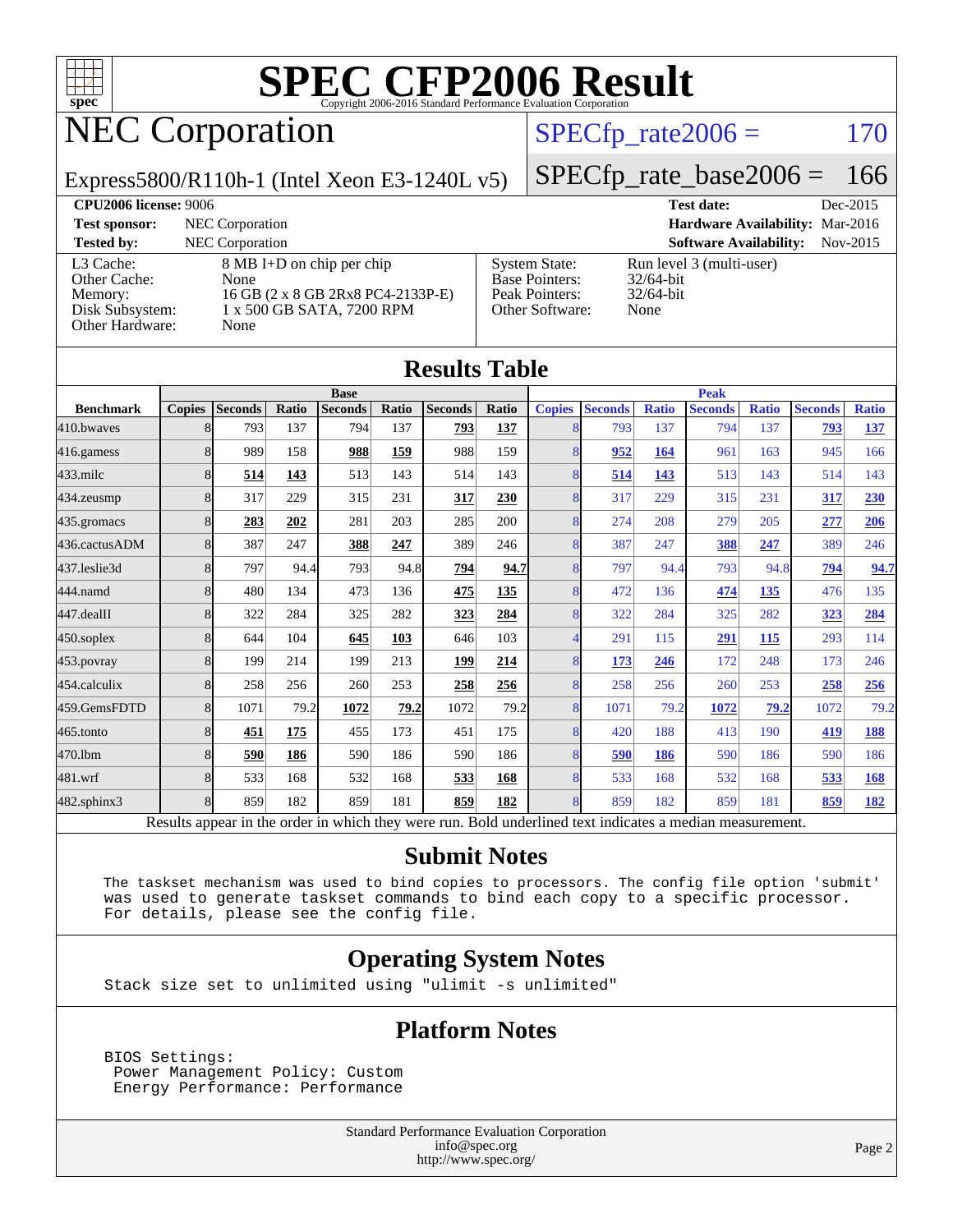# SPEC CFP2006 Result

Copyright 2006-2016 Standard Performance Evaluation Corporation

# NEC Corporation

Express5800/R110h-1 (Intel Xeon E3-1240L v5)

SPECfp_rate2006 = 170

SPECfp_rate_base2006 = 166

| | | | |
|---|---|---|---|
| **CPU2006 license:** 9006 | | **Test date:** | Dec-2015 |
| **Test sponsor:** | NEC Corporation | **Hardware Availability:** | Mar-2016 |
| **Tested by:** | NEC Corporation | **Software Availability:** | Nov-2015 |

| | | | |
|---|---|---|---|
| L3 Cache: | 8 MB I+D on chip per chip | System State: | Run level 3 (multi-user) |
| Other Cache: | None | Base Pointers: | 32/64-bit |
| Memory: | 16 GB (2 x 8 GB 2Rx8 PC4-2133P-E) | Peak Pointers: | 32/64-bit |
| Disk Subsystem: | 1 x 500 GB SATA, 7200 RPM | Other Software: | None |
| Other Hardware: | None | | |

## Results Table

| | Base | | | | | | | Peak | | | | | | |
|---|---|---|---|---|---|---|---|---|---|---|---|---|---|---|
| **Benchmark** | **Copies** | **Seconds** | **Ratio** | **Seconds** | **Ratio** | **Seconds** | **Ratio** | **Copies** | **Seconds** | **Ratio** | **Seconds** | **Ratio** | **Seconds** | **Ratio** |
| 410.bwaves | 8 | 793 | 137 | 794 | 137 | **793** | **137** | 8 | 793 | 137 | 794 | 137 | **793** | **137** |
| 416.gamess | 8 | 989 | 158 | **988** | **159** | 988 | 159 | 8 | **952** | **164** | 961 | 163 | 945 | 166 |
| 433.milc | 8 | **514** | **143** | 513 | 143 | 514 | 143 | 8 | **514** | **143** | 513 | 143 | 514 | 143 |
| 434.zeusmp | 8 | 317 | 229 | 315 | 231 | **317** | **230** | 8 | 317 | 229 | 315 | 231 | **317** | **230** |
| 435.gromacs | 8 | **283** | **202** | 281 | 203 | 285 | 200 | 8 | 274 | 208 | 279 | 205 | **277** | **206** |
| 436.cactusADM | 8 | 387 | 247 | **388** | **247** | 389 | 246 | 8 | 387 | 247 | **388** | **247** | 389 | 246 |
| 437.leslie3d | 8 | 797 | 94.4 | 793 | 94.8 | **794** | **94.7** | 8 | 797 | 94.4 | 793 | 94.8 | **794** | **94.7** |
| 444.namd | 8 | 480 | 134 | 473 | 136 | **475** | **135** | 8 | 472 | 136 | **474** | **135** | 476 | 135 |
| 447.dealII | 8 | 322 | 284 | 325 | 282 | **323** | **284** | 8 | 322 | 284 | 325 | 282 | **323** | **284** |
| 450.soplex | 8 | 644 | 104 | **645** | **103** | 646 | 103 | 4 | 291 | 115 | **291** | **115** | 293 | 114 |
| 453.povray | 8 | 199 | 214 | 199 | 213 | **199** | **214** | 8 | **173** | **246** | 172 | 248 | 173 | 246 |
| 454.calculix | 8 | 258 | 256 | 260 | 253 | **258** | **256** | 8 | 258 | 256 | 260 | 253 | **258** | **256** |
| 459.GemsFDTD | 8 | 1071 | 79.2 | **1072** | **79.2** | 1072 | 79.2 | 8 | 1071 | 79.2 | **1072** | **79.2** | 1072 | 79.2 |
| 465.tonto | 8 | **451** | **175** | 455 | 173 | 451 | 175 | 8 | 420 | 188 | 413 | 190 | **419** | **188** |
| 470.lbm | 8 | **590** | **186** | 590 | 186 | 590 | 186 | 8 | **590** | **186** | 590 | 186 | 590 | 186 |
| 481.wrf | 8 | 533 | 168 | 532 | 168 | **533** | **168** | 8 | 533 | 168 | 532 | 168 | **533** | **168** |
| 482.sphinx3 | 8 | 859 | 182 | 859 | 181 | **859** | **182** | 8 | 859 | 182 | 859 | 181 | **859** | **182** |

Results appear in the order in which they were run. Bold underlined text indicates a median measurement.

## Submit Notes

```
The taskset mechanism was used to bind copies to processors. The config file option 'submit'
was used to generate taskset commands to bind each copy to a specific processor.
For details, please see the config file.
```

## Operating System Notes

```
Stack size set to unlimited using "ulimit -s unlimited"
```

## Platform Notes

```
BIOS Settings:
 Power Management Policy: Custom
 Energy Performance: Performance
```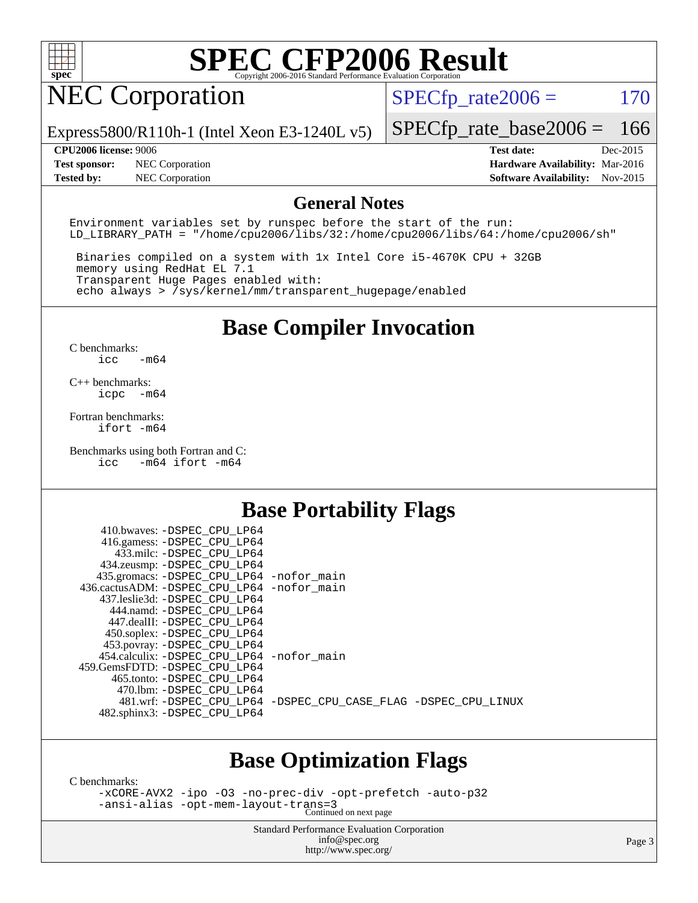# SPEC CFP2006 Result

Copyright 2006-2016 Standard Performance Evaluation Corporation

## NEC Corporation

Express5800/R110h-1 (Intel Xeon E3-1240L v5)

SPECfp_rate2006 = 170

SPECfp_rate_base2006 = 166

**CPU2006 license:** 9006
**Test sponsor:** NEC Corporation
**Tested by:** NEC Corporation

**Test date:** Dec-2015
**Hardware Availability:** Mar-2016
**Software Availability:** Nov-2015

## General Notes

```
Environment variables set by runspec before the start of the run:
LD_LIBRARY_PATH = "/home/cpu2006/libs/32:/home/cpu2006/libs/64:/home/cpu2006/sh"

 Binaries compiled on a system with 1x Intel Core i5-4670K CPU + 32GB
 memory using RedHat EL 7.1
 Transparent Huge Pages enabled with:
 echo always > /sys/kernel/mm/transparent_hugepage/enabled
```

## Base Compiler Invocation

C benchmarks:
```
icc   -m64
```

C++ benchmarks:
```
icpc  -m64
```

Fortran benchmarks:
```
ifort -m64
```

Benchmarks using both Fortran and C:
```
icc   -m64 ifort -m64
```

## Base Portability Flags

```
    410.bwaves: -DSPEC_CPU_LP64
    416.gamess: -DSPEC_CPU_LP64
      433.milc: -DSPEC_CPU_LP64
    434.zeusmp: -DSPEC_CPU_LP64
   435.gromacs: -DSPEC_CPU_LP64 -nofor_main
 436.cactusADM: -DSPEC_CPU_LP64 -nofor_main
   437.leslie3d: -DSPEC_CPU_LP64
      444.namd: -DSPEC_CPU_LP64
    447.dealII: -DSPEC_CPU_LP64
    450.soplex: -DSPEC_CPU_LP64
    453.povray: -DSPEC_CPU_LP64
  454.calculix: -DSPEC_CPU_LP64 -nofor_main
 459.GemsFDTD: -DSPEC_CPU_LP64
     465.tonto: -DSPEC_CPU_LP64
       470.lbm: -DSPEC_CPU_LP64
       481.wrf: -DSPEC_CPU_LP64 -DSPEC_CPU_CASE_FLAG -DSPEC_CPU_LINUX
   482.sphinx3: -DSPEC_CPU_LP64
```

## Base Optimization Flags

C benchmarks:
```
-xCORE-AVX2 -ipo -O3 -no-prec-div -opt-prefetch -auto-p32
-ansi-alias -opt-mem-layout-trans=3
```

Continued on next page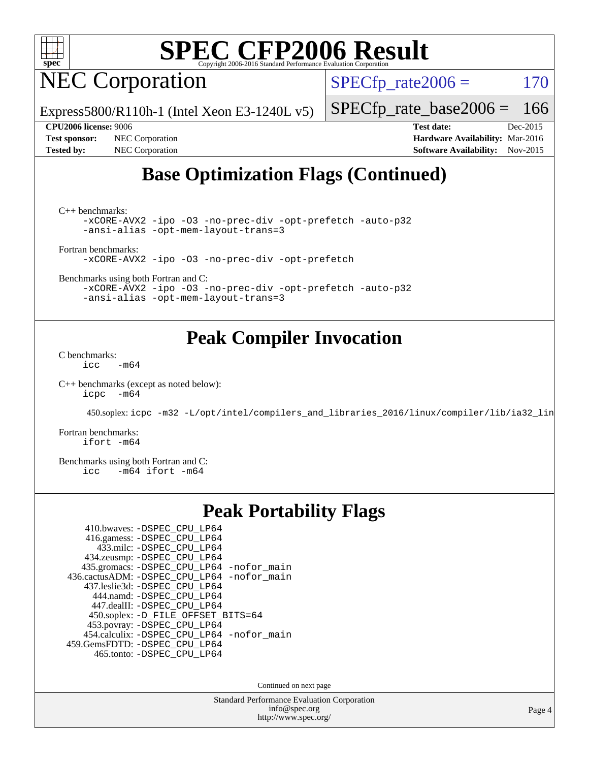# SPEC CFP2006 Result

Copyright 2006-2016 Standard Performance Evaluation Corporation

## NEC Corporation

Express5800/R110h-1 (Intel Xeon E3-1240L v5)

SPECfp_rate2006 = 170

SPECfp_rate_base2006 = 166

**CPU2006 license:** 9006 **Test date:** Dec-2015

**Test sponsor:** NEC Corporation **Hardware Availability:** Mar-2016

**Tested by:** NEC Corporation **Software Availability:** Nov-2015

## Base Optimization Flags (Continued)

C++ benchmarks:

```
-xCORE-AVX2 -ipo -O3 -no-prec-div -opt-prefetch -auto-p32
-ansi-alias -opt-mem-layout-trans=3
```

Fortran benchmarks:

```
-xCORE-AVX2 -ipo -O3 -no-prec-div -opt-prefetch
```

Benchmarks using both Fortran and C:

```
-xCORE-AVX2 -ipo -O3 -no-prec-div -opt-prefetch -auto-p32
-ansi-alias -opt-mem-layout-trans=3
```

## Peak Compiler Invocation

C benchmarks:

```
icc   -m64
```

C++ benchmarks (except as noted below):

```
icpc  -m64
```

450.soplex: `icpc -m32 -L/opt/intel/compilers_and_libraries_2016/linux/compiler/lib/ia32_lin`

Fortran benchmarks:

```
ifort -m64
```

Benchmarks using both Fortran and C:

```
icc   -m64 ifort -m64
```

## Peak Portability Flags

410.bwaves: -DSPEC_CPU_LP64
416.gamess: -DSPEC_CPU_LP64
433.milc: -DSPEC_CPU_LP64
434.zeusmp: -DSPEC_CPU_LP64
435.gromacs: -DSPEC_CPU_LP64 -nofor_main
436.cactusADM: -DSPEC_CPU_LP64 -nofor_main
437.leslie3d: -DSPEC_CPU_LP64
444.namd: -DSPEC_CPU_LP64
447.dealII: -DSPEC_CPU_LP64
450.soplex: -D_FILE_OFFSET_BITS=64
453.povray: -DSPEC_CPU_LP64
454.calculix: -DSPEC_CPU_LP64 -nofor_main
459.GemsFDTD: -DSPEC_CPU_LP64
465.tonto: -DSPEC_CPU_LP64

Continued on next page

Standard Performance Evaluation Corporation
info@spec.org
http://www.spec.org/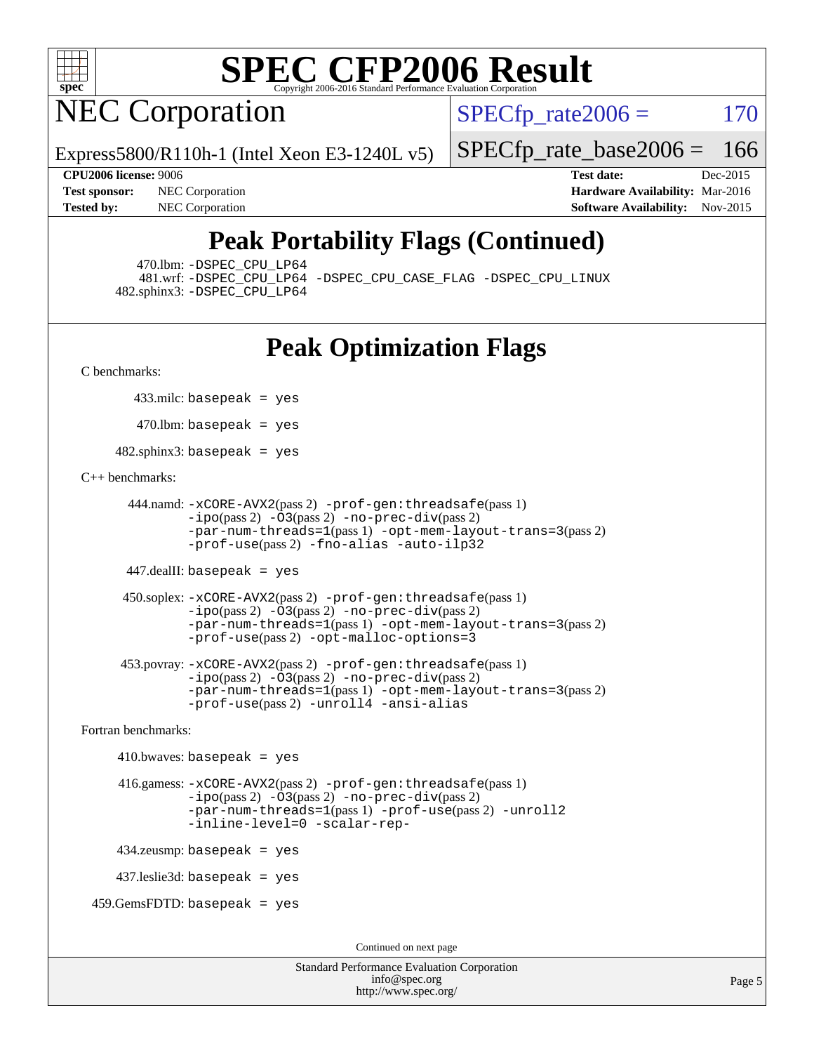## Peak Portability Flags (Continued)

470.lbm: -DSPEC_CPU_LP64
481.wrf: -DSPEC_CPU_LP64 -DSPEC_CPU_CASE_FLAG -DSPEC_CPU_LINUX
482.sphinx3: -DSPEC_CPU_LP64

## Peak Optimization Flags

C benchmarks:

433.milc: basepeak = yes

470.lbm: basepeak = yes

482.sphinx3: basepeak = yes

C++ benchmarks:

444.namd: -xCORE-AVX2(pass 2) -prof-gen:threadsafe(pass 1) -ipo(pass 2) -O3(pass 2) -no-prec-div(pass 2) -par-num-threads=1(pass 1) -opt-mem-layout-trans=3(pass 2) -prof-use(pass 2) -fno-alias -auto-ilp32

447.dealII: basepeak = yes

450.soplex: -xCORE-AVX2(pass 2) -prof-gen:threadsafe(pass 1) -ipo(pass 2) -O3(pass 2) -no-prec-div(pass 2) -par-num-threads=1(pass 1) -opt-mem-layout-trans=3(pass 2) -prof-use(pass 2) -opt-malloc-options=3

453.povray: -xCORE-AVX2(pass 2) -prof-gen:threadsafe(pass 1) -ipo(pass 2) -O3(pass 2) -no-prec-div(pass 2) -par-num-threads=1(pass 1) -opt-mem-layout-trans=3(pass 2) -prof-use(pass 2) -unroll4 -ansi-alias

Fortran benchmarks:

410.bwaves: basepeak = yes

416.gamess: -xCORE-AVX2(pass 2) -prof-gen:threadsafe(pass 1) -ipo(pass 2) -O3(pass 2) -no-prec-div(pass 2) -par-num-threads=1(pass 1) -prof-use(pass 2) -unroll2 -inline-level=0 -scalar-rep-

434.zeusmp: basepeak = yes

437.leslie3d: basepeak = yes

459.GemsFDTD: basepeak = yes

Continued on next page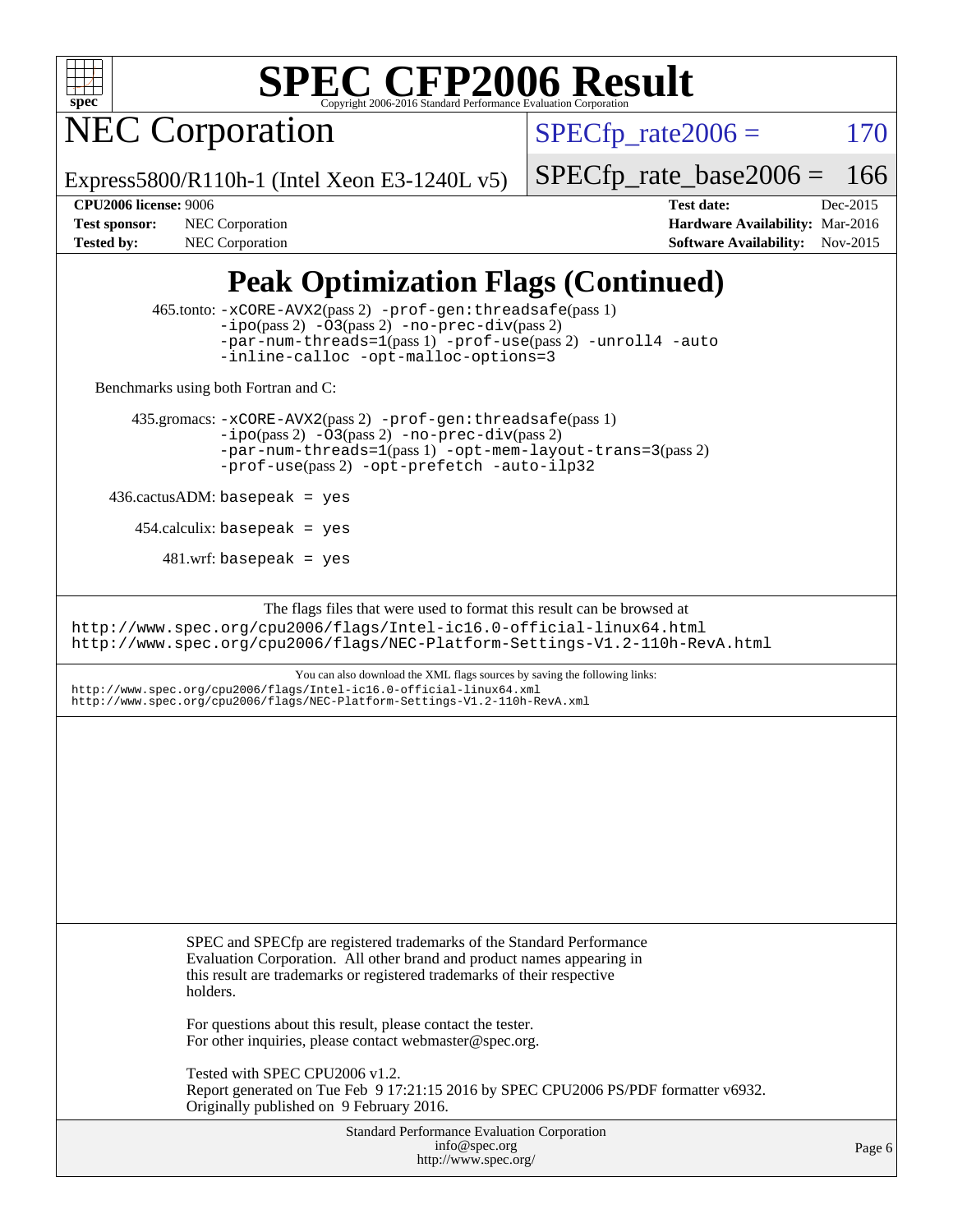# SPEC CFP2006 Result

Copyright 2006-2016 Standard Performance Evaluation Corporation

## NEC Corporation

Express5800/R110h-1 (Intel Xeon E3-1240L v5)

SPECfp_rate2006 = 170

SPECfp_rate_base2006 = 166

**CPU2006 license:** 9006
**Test sponsor:** NEC Corporation
**Tested by:** NEC Corporation

**Test date:** Dec-2015
**Hardware Availability:** Mar-2016
**Software Availability:** Nov-2015

## Peak Optimization Flags (Continued)

465.tonto: `-xCORE-AVX2`(pass 2) `-prof-gen:threadsafe`(pass 1) `-ipo`(pass 2) `-O3`(pass 2) `-no-prec-div`(pass 2) `-par-num-threads=1`(pass 1) `-prof-use`(pass 2) `-unroll4` `-auto` `-inline-calloc` `-opt-malloc-options=3`

Benchmarks using both Fortran and C:

435.gromacs: `-xCORE-AVX2`(pass 2) `-prof-gen:threadsafe`(pass 1) `-ipo`(pass 2) `-O3`(pass 2) `-no-prec-div`(pass 2) `-par-num-threads=1`(pass 1) `-opt-mem-layout-trans=3`(pass 2) `-prof-use`(pass 2) `-opt-prefetch` `-auto-ilp32`

436.cactusADM: `basepeak = yes`

454.calculix: `basepeak = yes`

481.wrf: `basepeak = yes`

The flags files that were used to format this result can be browsed at
http://www.spec.org/cpu2006/flags/Intel-ic16.0-official-linux64.html
http://www.spec.org/cpu2006/flags/NEC-Platform-Settings-V1.2-110h-RevA.html

You can also download the XML flags sources by saving the following links:
http://www.spec.org/cpu2006/flags/Intel-ic16.0-official-linux64.xml
http://www.spec.org/cpu2006/flags/NEC-Platform-Settings-V1.2-110h-RevA.xml

SPEC and SPECfp are registered trademarks of the Standard Performance Evaluation Corporation. All other brand and product names appearing in this result are trademarks or registered trademarks of their respective holders.

For questions about this result, please contact the tester.
For other inquiries, please contact webmaster@spec.org.

Tested with SPEC CPU2006 v1.2.
Report generated on Tue Feb 9 17:21:15 2016 by SPEC CPU2006 PS/PDF formatter v6932.
Originally published on 9 February 2016.

Standard Performance Evaluation Corporation
info@spec.org
http://www.spec.org/